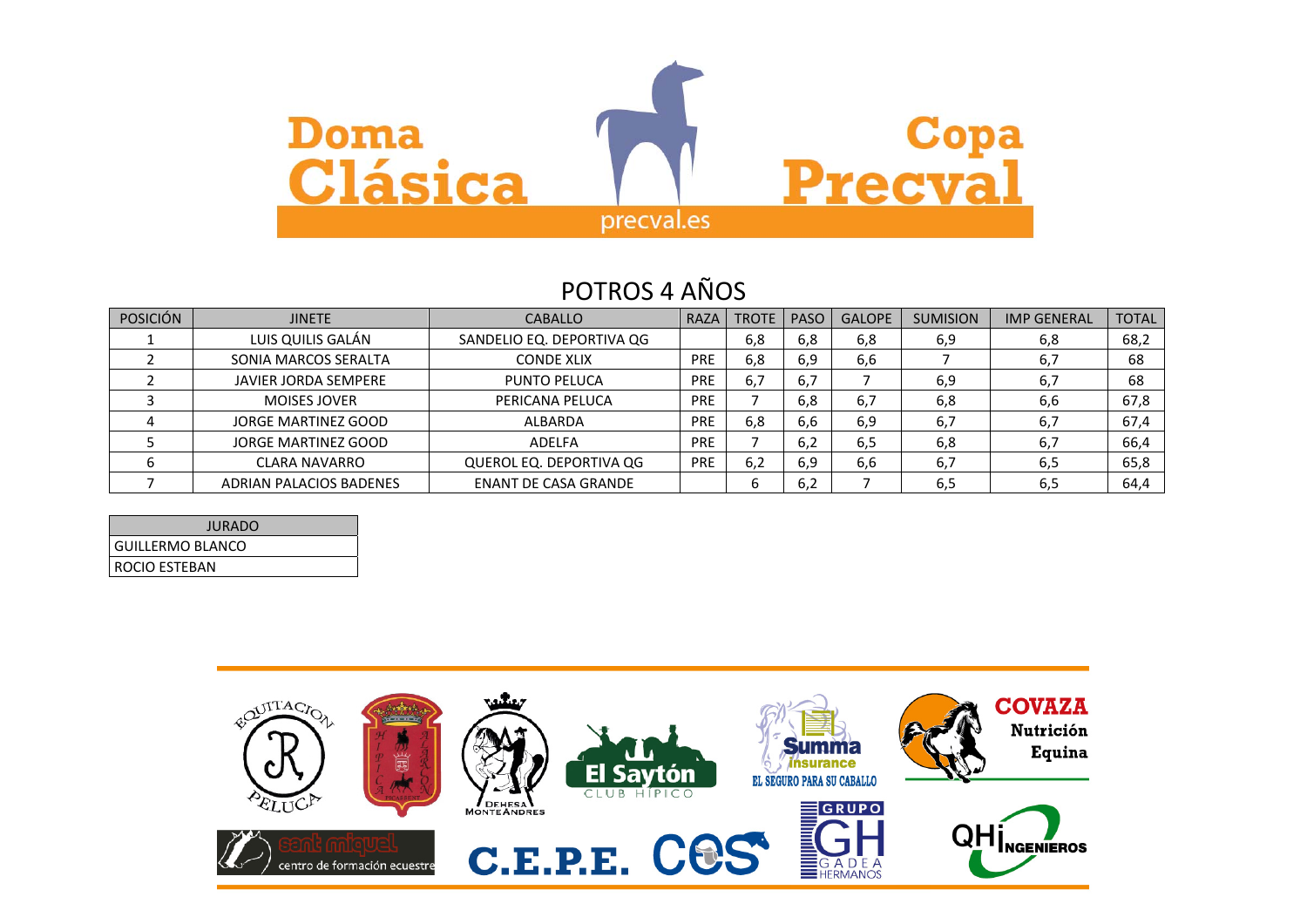# Doma Clásica Copa Precval

precval.es

## POTROS 4 AÑOS

| POSICIÓN | JINETE | CABALLO | RAZA | TROTE | PASO | GALOPE | SUMISION | IMP GENERAL | TOTAL |
|---|---|---|---|---|---|---|---|---|---|
| 1 | LUIS QUILIS GALÁN | SANDELIO EQ. DEPORTIVA QG | | 6,8 | 6,8 | 6,8 | 6,9 | 6,8 | 68,2 |
| 2 | SONIA MARCOS SERALTA | CONDE XLIX | PRE | 6,8 | 6,9 | 6,6 | 7 | 6,7 | 68 |
| 2 | JAVIER JORDA SEMPERE | PUNTO PELUCA | PRE | 6,7 | 6,7 | 7 | 6,9 | 6,7 | 68 |
| 3 | MOISES JOVER | PERICANA PELUCA | PRE | 7 | 6,8 | 6,7 | 6,8 | 6,6 | 67,8 |
| 4 | JORGE MARTINEZ GOOD | ALBARDA | PRE | 6,8 | 6,6 | 6,9 | 6,7 | 6,7 | 67,4 |
| 5 | JORGE MARTINEZ GOOD | ADELFA | PRE | 7 | 6,2 | 6,5 | 6,8 | 6,7 | 66,4 |
| 6 | CLARA NAVARRO | QUEROL EQ. DEPORTIVA QG | PRE | 6,2 | 6,9 | 6,6 | 6,7 | 6,5 | 65,8 |
| 7 | ADRIAN PALACIOS BADENES | ENANT DE CASA GRANDE | | 6 | 6,2 | 7 | 6,5 | 6,5 | 64,4 |

| JURADO |
|---|
| GUILLERMO BLANCO |
| ROCIO ESTEBAN |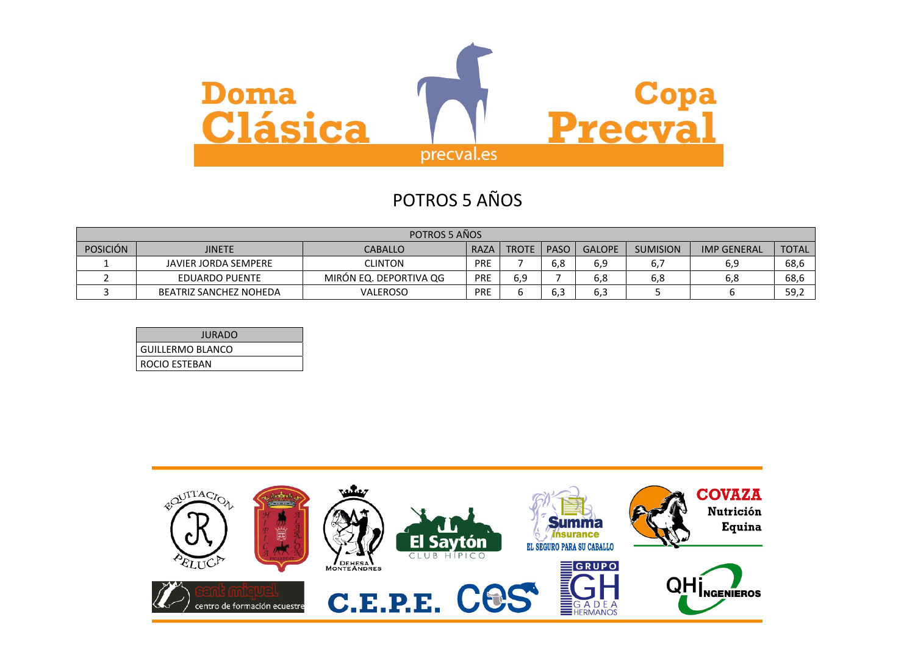Doma Clásica Copa Precval

precval.es

# POTROS 5 AÑOS

| POTROS 5 AÑOS | | | | | | | | | |
|---|---|---|---|---|---|---|---|---|---|
| POSICIÓN | JINETE | CABALLO | RAZA | TROTE | PASO | GALOPE | SUMISION | IMP GENERAL | TOTAL |
| 1 | JAVIER JORDA SEMPERE | CLINTON | PRE | 7 | 6,8 | 6,9 | 6,7 | 6,9 | 68,6 |
| 2 | EDUARDO PUENTE | MIRÓN EQ. DEPORTIVA QG | PRE | 6,9 | 7 | 6,8 | 6,8 | 6,8 | 68,6 |
| 3 | BEATRIZ SANCHEZ NOHEDA | VALEROSO | PRE | 6 | 6,3 | 6,3 | 5 | 6 | 59,2 |

| JURADO |
|---|
| GUILLERMO BLANCO |
| ROCIO ESTEBAN |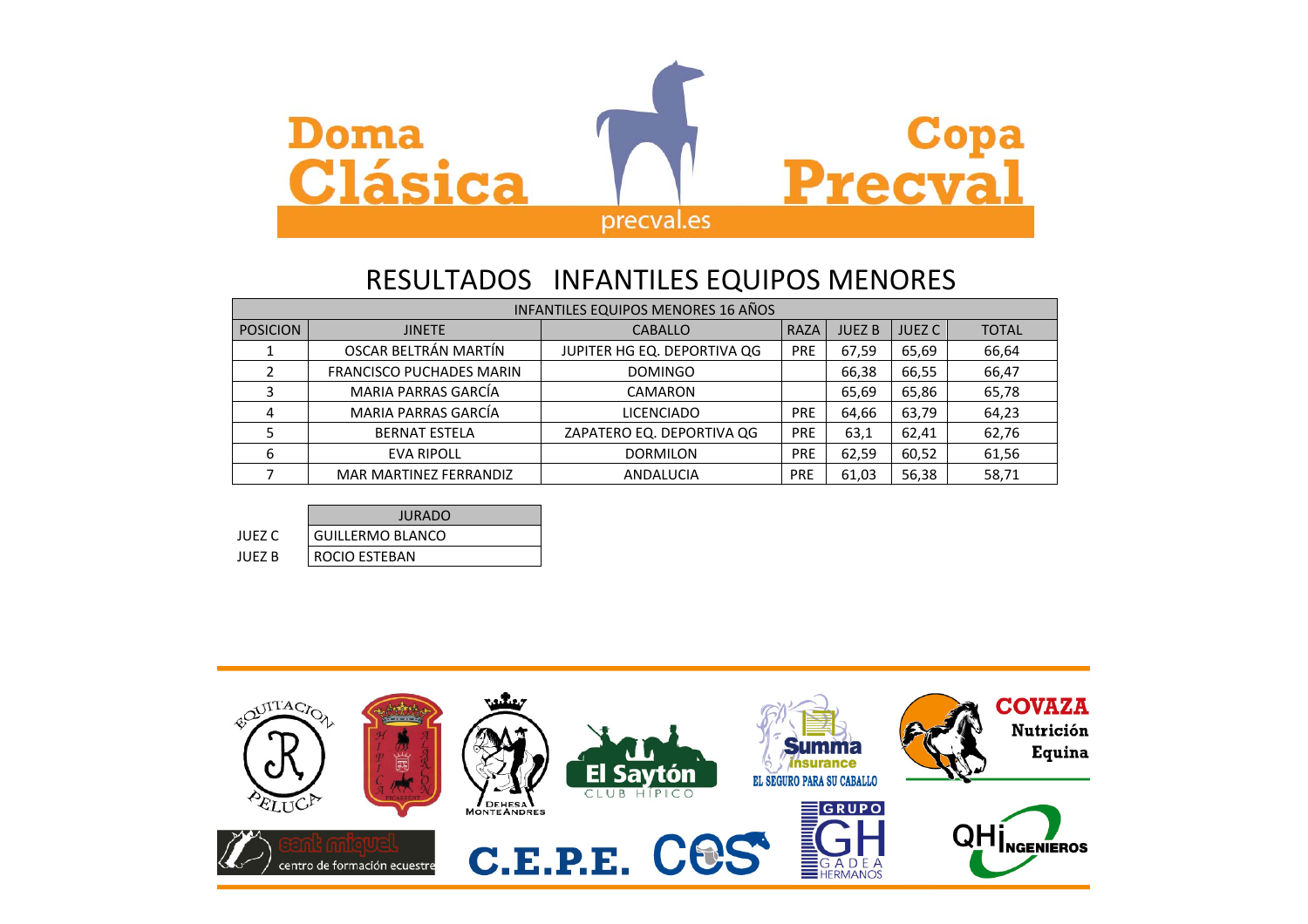# RESULTADOS INFANTILES EQUIPOS MENORES

| INFANTILES EQUIPOS MENORES 16 AÑOS | | | | | | |
|---|---|---|---|---|---|---|
| POSICION | JINETE | CABALLO | RAZA | JUEZ B | JUEZ C | TOTAL |
| 1 | OSCAR BELTRÁN MARTÍN | JUPITER HG EQ. DEPORTIVA QG | PRE | 67,59 | 65,69 | 66,64 |
| 2 | FRANCISCO PUCHADES MARIN | DOMINGO | | 66,38 | 66,55 | 66,47 |
| 3 | MARIA PARRAS GARCÍA | CAMARON | | 65,69 | 65,86 | 65,78 |
| 4 | MARIA PARRAS GARCÍA | LICENCIADO | PRE | 64,66 | 63,79 | 64,23 |
| 5 | BERNAT ESTELA | ZAPATERO EQ. DEPORTIVA QG | PRE | 63,1 | 62,41 | 62,76 |
| 6 | EVA RIPOLL | DORMILON | PRE | 62,59 | 60,52 | 61,56 |
| 7 | MAR MARTINEZ FERRANDIZ | ANDALUCIA | PRE | 61,03 | 56,38 | 58,71 |

| | JURADO |
|---|---|
| JUEZ C | GUILLERMO BLANCO |
| JUEZ B | ROCIO ESTEBAN |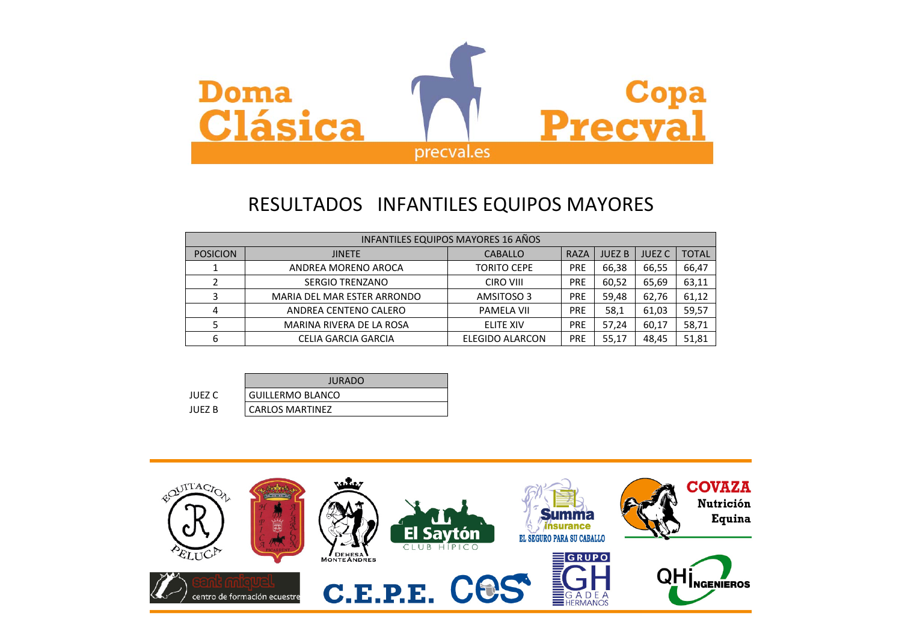Doma Clásica

precval.es

Copa Precval

# RESULTADOS INFANTILES EQUIPOS MAYORES

| INFANTILES EQUIPOS MAYORES 16 AÑOS | | | | | | |
|---|---|---|---|---|---|---|
| POSICION | JINETE | CABALLO | RAZA | JUEZ B | JUEZ C | TOTAL |
| 1 | ANDREA MORENO AROCA | TORITO CEPE | PRE | 66,38 | 66,55 | 66,47 |
| 2 | SERGIO TRENZANO | CIRO VIII | PRE | 60,52 | 65,69 | 63,11 |
| 3 | MARIA DEL MAR ESTER ARRONDO | AMSITOSO 3 | PRE | 59,48 | 62,76 | 61,12 |
| 4 | ANDREA CENTENO CALERO | PAMELA VII | PRE | 58,1 | 61,03 | 59,57 |
| 5 | MARINA RIVERA DE LA ROSA | ELITE XIV | PRE | 57,24 | 60,17 | 58,71 |
| 6 | CELIA GARCIA GARCIA | ELEGIDO ALARCON | PRE | 55,17 | 48,45 | 51,81 |

| | JURADO |
|---|---|
| JUEZ C | GUILLERMO BLANCO |
| JUEZ B | CARLOS MARTINEZ |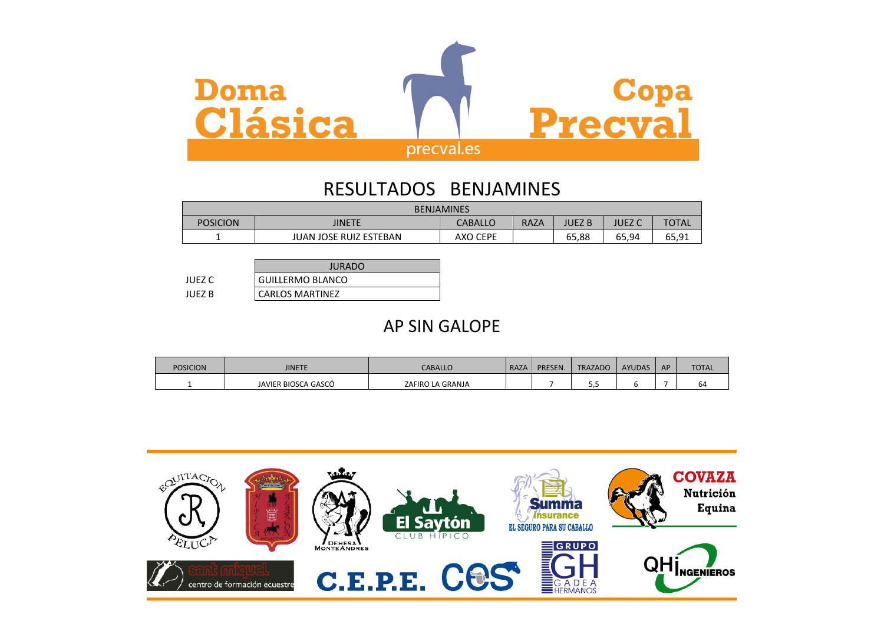Doma Clásica Copa Precval

precval.es

# RESULTADOS BENJAMINES

| BENJAMINES | | | | | | |
|---|---|---|---|---|---|---|
| POSICION | JINETE | CABALLO | RAZA | JUEZ B | JUEZ C | TOTAL |
| 1 | JUAN JOSE RUIZ ESTEBAN | AXO CEPE | | 65,88 | 65,94 | 65,91 |

| | JURADO |
|---|---|
| JUEZ C | GUILLERMO BLANCO |
| JUEZ B | CARLOS MARTINEZ |

# AP SIN GALOPE

| POSICION | JINETE | CABALLO | RAZA | PRESEN. | TRAZADO | AYUDAS | AP | TOTAL |
|---|---|---|---|---|---|---|---|---|
| 1 | JAVIER BIOSCA GASCÓ | ZAFIRO LA GRANJA | | 7 | 5,5 | 6 | 7 | 64 |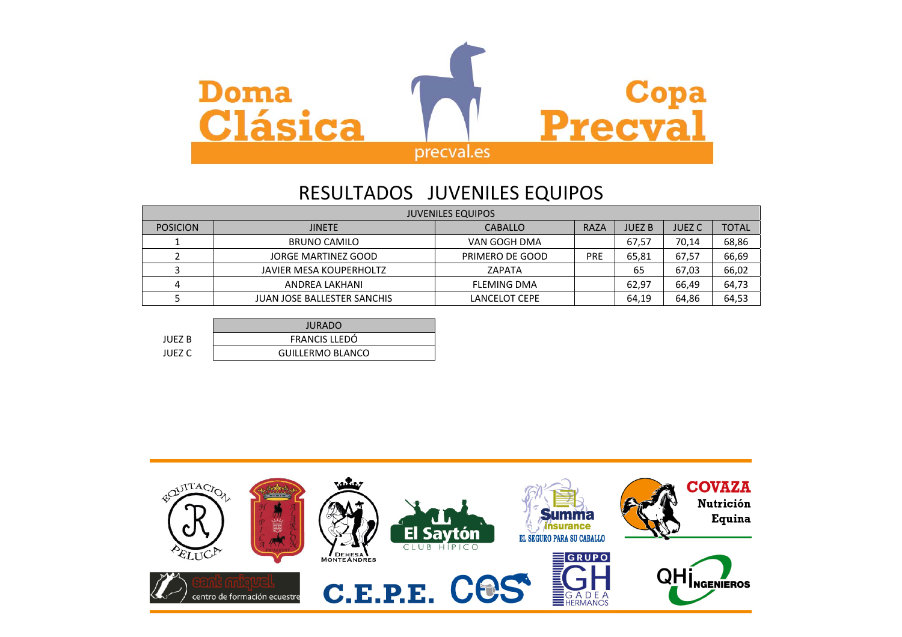Doma Clásica

Copa Precval

precval.es

# RESULTADOS JUVENILES EQUIPOS

| JUVENILES EQUIPOS | | | | | | |
|---|---|---|---|---|---|---|
| POSICION | JINETE | CABALLO | RAZA | JUEZ B | JUEZ C | TOTAL |
| 1 | BRUNO CAMILO | VAN GOGH DMA | | 67,57 | 70,14 | 68,86 |
| 2 | JORGE MARTINEZ GOOD | PRIMERO DE GOOD | PRE | 65,81 | 67,57 | 66,69 |
| 3 | JAVIER MESA KOUPERHOLTZ | ZAPATA | | 65 | 67,03 | 66,02 |
| 4 | ANDREA LAKHANI | FLEMING DMA | | 62,97 | 66,49 | 64,73 |
| 5 | JUAN JOSE BALLESTER SANCHIS | LANCELOT CEPE | | 64,19 | 64,86 | 64,53 |

| | JURADO |
|---|---|
| JUEZ B | FRANCIS LLEDÓ |
| JUEZ C | GUILLERMO BLANCO |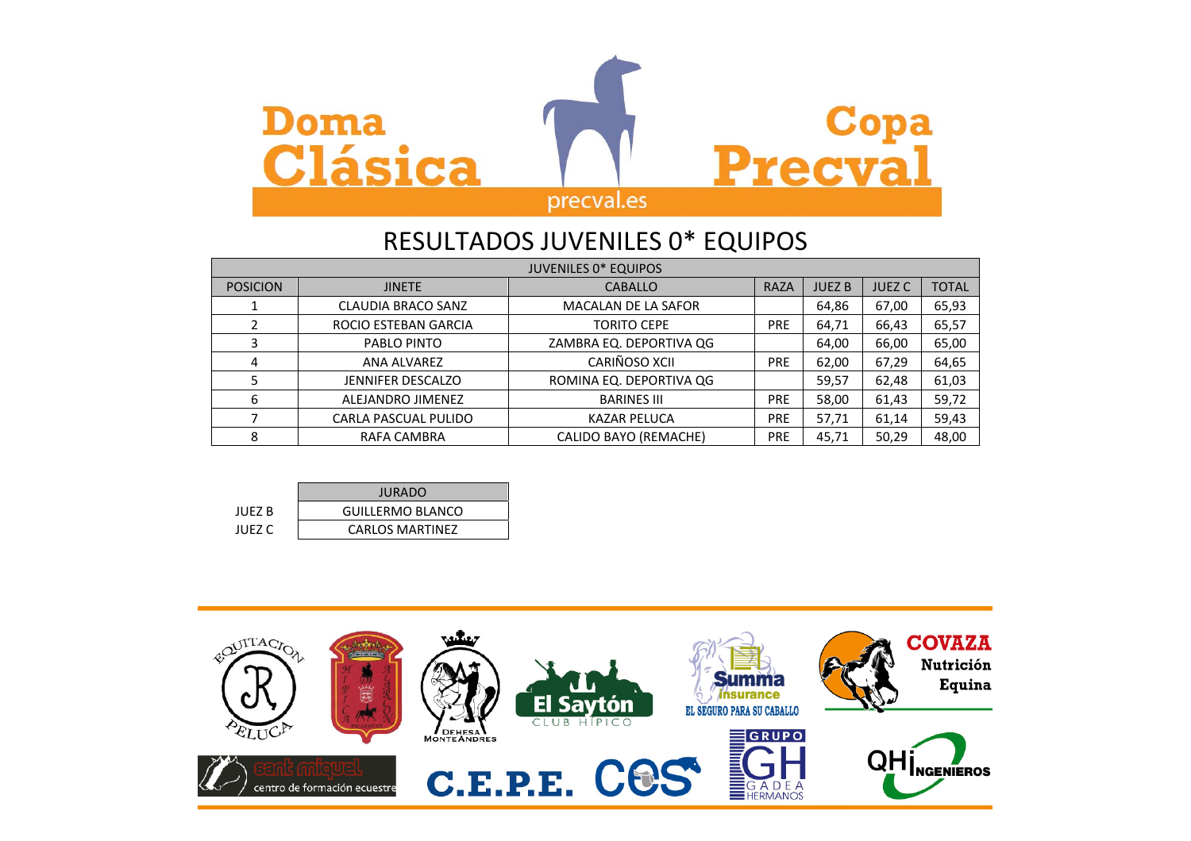Doma Clásica — Copa Precval

precval.es

# RESULTADOS JUVENILES 0* EQUIPOS

| JUVENILES 0* EQUIPOS | | | | | | |
|---|---|---|---|---|---|---|
| POSICION | JINETE | CABALLO | RAZA | JUEZ B | JUEZ C | TOTAL |
| 1 | CLAUDIA BRACO SANZ | MACALAN DE LA SAFOR | | 64,86 | 67,00 | 65,93 |
| 2 | ROCIO ESTEBAN GARCIA | TORITO CEPE | PRE | 64,71 | 66,43 | 65,57 |
| 3 | PABLO PINTO | ZAMBRA EQ. DEPORTIVA QG | | 64,00 | 66,00 | 65,00 |
| 4 | ANA ALVAREZ | CARIÑOSO XCII | PRE | 62,00 | 67,29 | 64,65 |
| 5 | JENNIFER DESCALZO | ROMINA EQ. DEPORTIVA QG | | 59,57 | 62,48 | 61,03 |
| 6 | ALEJANDRO JIMENEZ | BARINES III | PRE | 58,00 | 61,43 | 59,72 |
| 7 | CARLA PASCUAL PULIDO | KAZAR PELUCA | PRE | 57,71 | 61,14 | 59,43 |
| 8 | RAFA CAMBRA | CALIDO BAYO (REMACHE) | PRE | 45,71 | 50,29 | 48,00 |

| | JURADO |
|---|---|
| JUEZ B | GUILLERMO BLANCO |
| JUEZ C | CARLOS MARTINEZ |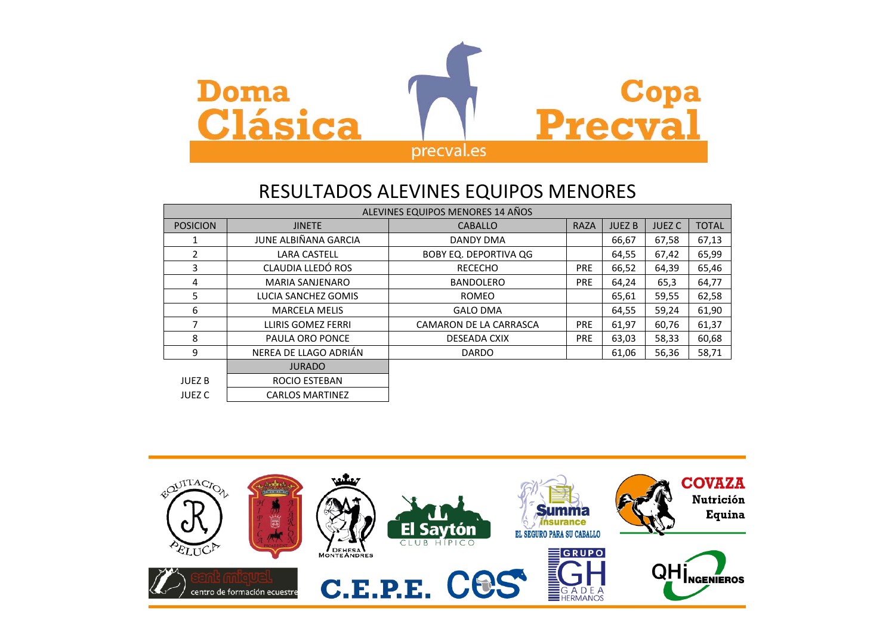Doma Clásica — Copa Precval

precval.es

# RESULTADOS ALEVINES EQUIPOS MENORES

| ALEVINES EQUIPOS MENORES 14 AÑOS | | | | | | |
|---|---|---|---|---|---|---|
| POSICION | JINETE | CABALLO | RAZA | JUEZ B | JUEZ C | TOTAL |
| 1 | JUNE ALBIÑANA GARCIA | DANDY DMA | | 66,67 | 67,58 | 67,13 |
| 2 | LARA CASTELL | BOBY EQ. DEPORTIVA QG | | 64,55 | 67,42 | 65,99 |
| 3 | CLAUDIA LLEDÓ ROS | RECECHO | PRE | 66,52 | 64,39 | 65,46 |
| 4 | MARIA SANJENARO | BANDOLERO | PRE | 64,24 | 65,3 | 64,77 |
| 5 | LUCIA SANCHEZ GOMIS | ROMEO | | 65,61 | 59,55 | 62,58 |
| 6 | MARCELA MELIS | GALO DMA | | 64,55 | 59,24 | 61,90 |
| 7 | LLIRIS GOMEZ FERRI | CAMARON DE LA CARRASCA | PRE | 61,97 | 60,76 | 61,37 |
| 8 | PAULA ORO PONCE | DESEADA CXIX | PRE | 63,03 | 58,33 | 60,68 |
| 9 | NEREA DE LLAGO ADRIÁN | DARDO | | 61,06 | 56,36 | 58,71 |

| | JURADO |
|---|---|
| JUEZ B | ROCIO ESTEBAN |
| JUEZ C | CARLOS MARTINEZ |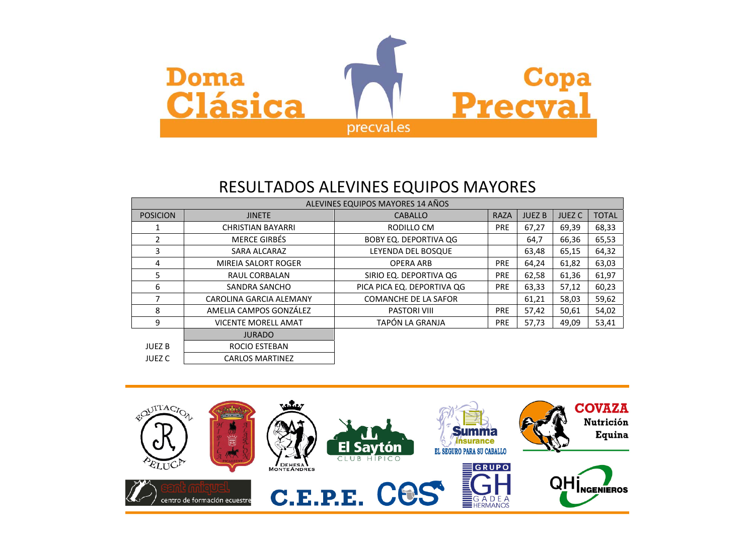Doma Clásica Copa Precval

precval.es

# RESULTADOS ALEVINES EQUIPOS MAYORES

| ALEVINES EQUIPOS MAYORES 14 AÑOS | | | | | | |
|---|---|---|---|---|---|---|
| POSICION | JINETE | CABALLO | RAZA | JUEZ B | JUEZ C | TOTAL |
| 1 | CHRISTIAN BAYARRI | RODILLO CM | PRE | 67,27 | 69,39 | 68,33 |
| 2 | MERCE GIRBÉS | BOBY EQ. DEPORTIVA QG | | 64,7 | 66,36 | 65,53 |
| 3 | SARA ALCARAZ | LEYENDA DEL BOSQUE | | 63,48 | 65,15 | 64,32 |
| 4 | MIREIA SALORT ROGER | OPERA ARB | PRE | 64,24 | 61,82 | 63,03 |
| 5 | RAUL CORBALAN | SIRIO EQ. DEPORTIVA QG | PRE | 62,58 | 61,36 | 61,97 |
| 6 | SANDRA SANCHO | PICA PICA EQ. DEPORTIVA QG | PRE | 63,33 | 57,12 | 60,23 |
| 7 | CAROLINA GARCIA ALEMANY | COMANCHE DE LA SAFOR | | 61,21 | 58,03 | 59,62 |
| 8 | AMELIA CAMPOS GONZÁLEZ | PASTORI VIII | PRE | 57,42 | 50,61 | 54,02 |
| 9 | VICENTE MORELL AMAT | TAPÓN LA GRANJA | PRE | 57,73 | 49,09 | 53,41 |

| | JURADO |
|---|---|
| JUEZ B | ROCIO ESTEBAN |
| JUEZ C | CARLOS MARTINEZ |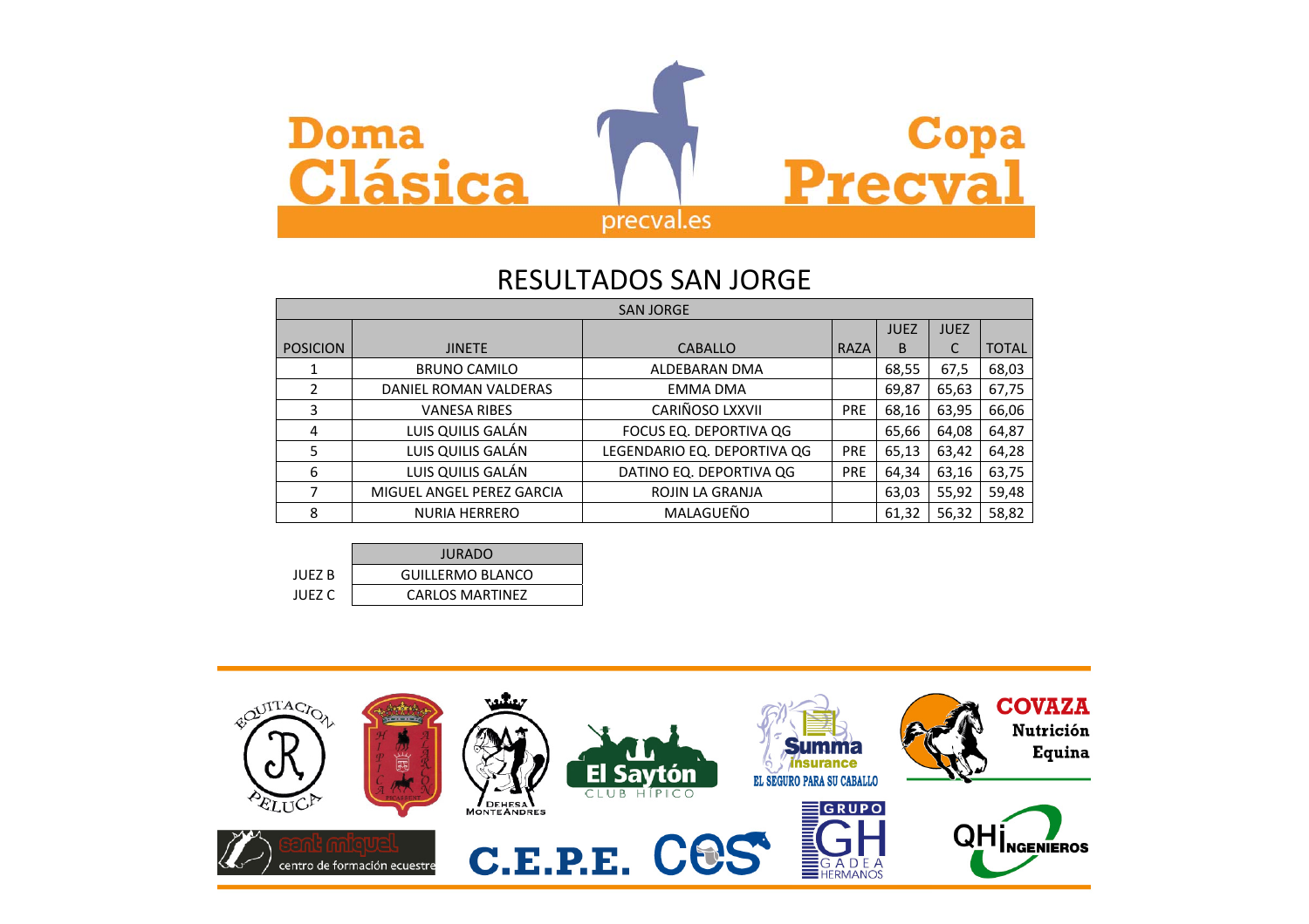Doma Clásica — Copa Precval

precval.es

# RESULTADOS SAN JORGE

| SAN JORGE | | | | | | |
|---|---|---|---|---|---|---|
| POSICION | JINETE | CABALLO | RAZA | JUEZ B | JUEZ C | TOTAL |
| 1 | BRUNO CAMILO | ALDEBARAN DMA | | 68,55 | 67,5 | 68,03 |
| 2 | DANIEL ROMAN VALDERAS | EMMA DMA | | 69,87 | 65,63 | 67,75 |
| 3 | VANESA RIBES | CARIÑOSO LXXVII | PRE | 68,16 | 63,95 | 66,06 |
| 4 | LUIS QUILIS GALÁN | FOCUS EQ. DEPORTIVA QG | | 65,66 | 64,08 | 64,87 |
| 5 | LUIS QUILIS GALÁN | LEGENDARIO EQ. DEPORTIVA QG | PRE | 65,13 | 63,42 | 64,28 |
| 6 | LUIS QUILIS GALÁN | DATINO EQ. DEPORTIVA QG | PRE | 64,34 | 63,16 | 63,75 |
| 7 | MIGUEL ANGEL PEREZ GARCIA | ROJIN LA GRANJA | | 63,03 | 55,92 | 59,48 |
| 8 | NURIA HERRERO | MALAGUEÑO | | 61,32 | 56,32 | 58,82 |

| | JURADO |
|---|---|
| JUEZ B | GUILLERMO BLANCO |
| JUEZ C | CARLOS MARTINEZ |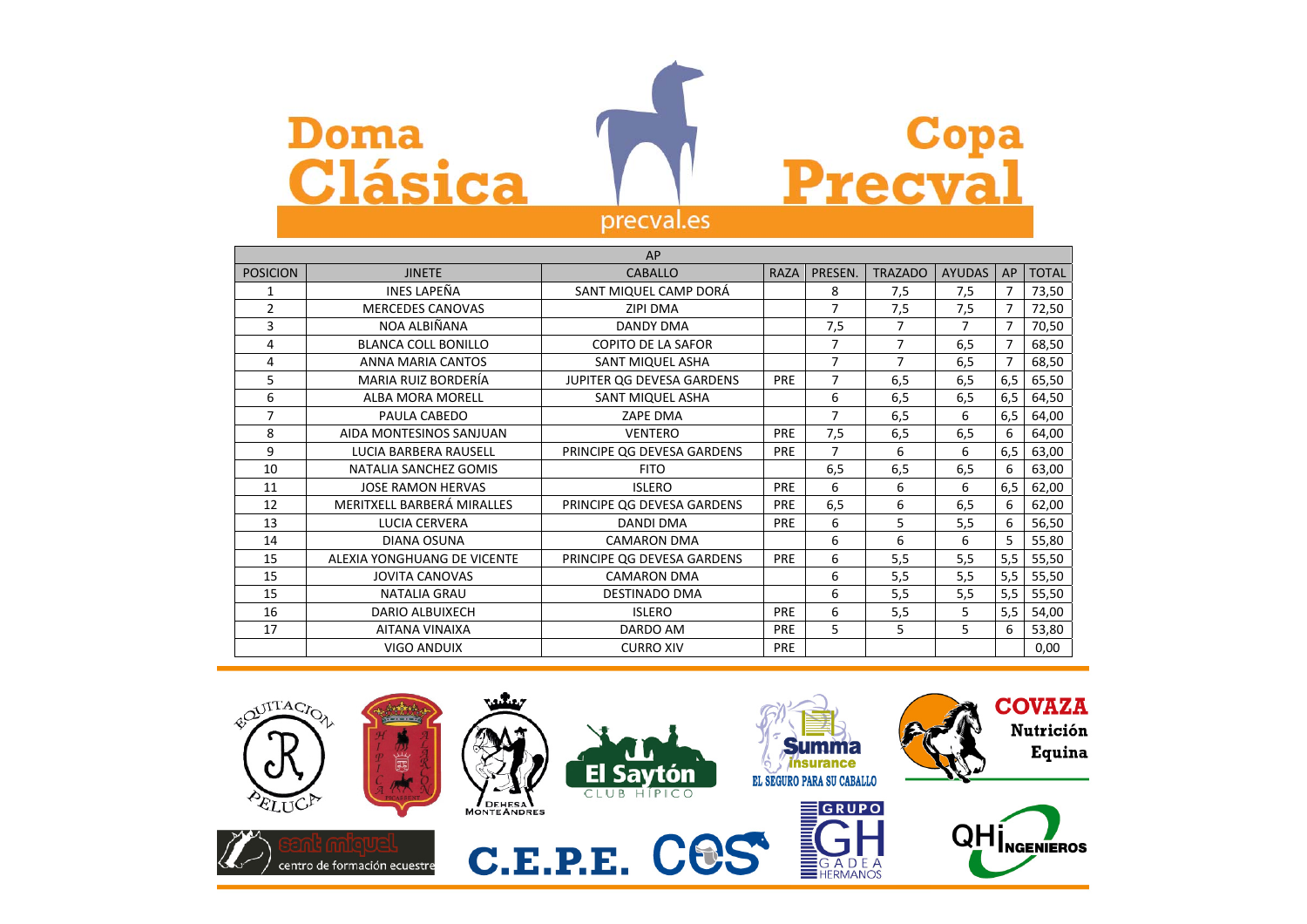# Doma Clásica — Copa Precval

precval.es

| AP | | | | | | | | |
|---|---|---|---|---|---|---|---|---|
| POSICION | JINETE | CABALLO | RAZA | PRESEN. | TRAZADO | AYUDAS | AP | TOTAL |
| 1 | INES LAPEÑA | SANT MIQUEL CAMP DORÁ | | 8 | 7,5 | 7,5 | 7 | 73,50 |
| 2 | MERCEDES CANOVAS | ZIPI DMA | | 7 | 7,5 | 7,5 | 7 | 72,50 |
| 3 | NOA ALBIÑANA | DANDY DMA | | 7,5 | 7 | 7 | 7 | 70,50 |
| 4 | BLANCA COLL BONILLO | COPITO DE LA SAFOR | | 7 | 7 | 6,5 | 7 | 68,50 |
| 4 | ANNA MARIA CANTOS | SANT MIQUEL ASHA | | 7 | 7 | 6,5 | 7 | 68,50 |
| 5 | MARIA RUIZ BORDERÍA | JUPITER QG DEVESA GARDENS | PRE | 7 | 6,5 | 6,5 | 6,5 | 65,50 |
| 6 | ALBA MORA MORELL | SANT MIQUEL ASHA | | 6 | 6,5 | 6,5 | 6,5 | 64,50 |
| 7 | PAULA CABEDO | ZAPE DMA | | 7 | 6,5 | 6 | 6,5 | 64,00 |
| 8 | AIDA MONTESINOS SANJUAN | VENTERO | PRE | 7,5 | 6,5 | 6,5 | 6 | 64,00 |
| 9 | LUCIA BARBERA RAUSELL | PRINCIPE QG DEVESA GARDENS | PRE | 7 | 6 | 6 | 6,5 | 63,00 |
| 10 | NATALIA SANCHEZ GOMIS | FITO | | 6,5 | 6,5 | 6,5 | 6 | 63,00 |
| 11 | JOSE RAMON HERVAS | ISLERO | PRE | 6 | 6 | 6 | 6,5 | 62,00 |
| 12 | MERITXELL BARBERÁ MIRALLES | PRINCIPE QG DEVESA GARDENS | PRE | 6,5 | 6 | 6,5 | 6 | 62,00 |
| 13 | LUCIA CERVERA | DANDI DMA | PRE | 6 | 5 | 5,5 | 6 | 56,50 |
| 14 | DIANA OSUNA | CAMARON DMA | | 6 | 6 | 6 | 5 | 55,80 |
| 15 | ALEXIA YONGHUANG DE VICENTE | PRINCIPE QG DEVESA GARDENS | PRE | 6 | 5,5 | 5,5 | 5,5 | 55,50 |
| 15 | JOVITA CANOVAS | CAMARON DMA | | 6 | 5,5 | 5,5 | 5,5 | 55,50 |
| 15 | NATALIA GRAU | DESTINADO DMA | | 6 | 5,5 | 5,5 | 5,5 | 55,50 |
| 16 | DARIO ALBUIXECH | ISLERO | PRE | 6 | 5,5 | 5 | 5,5 | 54,00 |
| 17 | AITANA VINAIXA | DARDO AM | PRE | 5 | 5 | 5 | 6 | 53,80 |
| | VIGO ANDUIX | CURRO XIV | PRE | | | | | 0,00 |